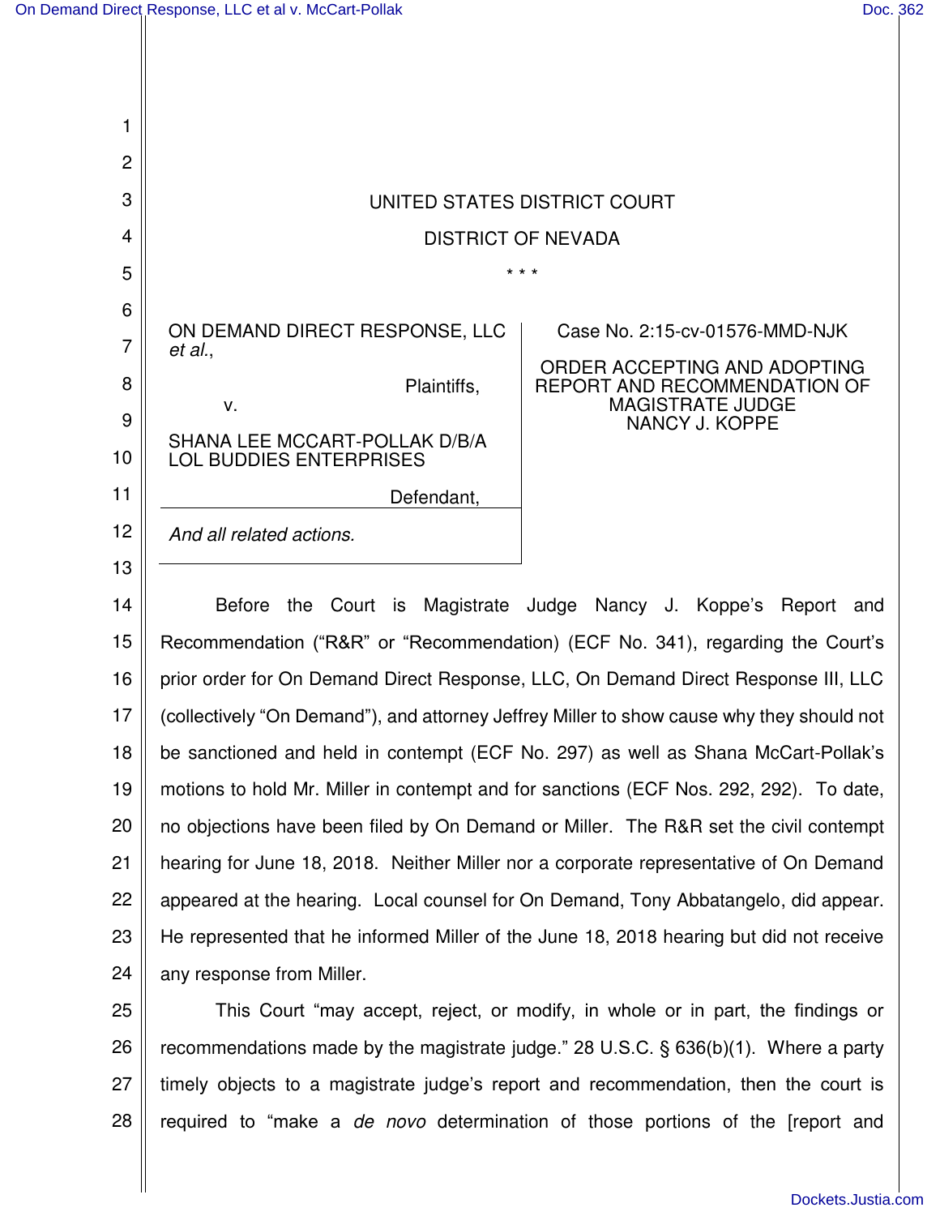UNITED STATES DISTRICT COURT

DISTRICT OF NEVADA

\* \* \*

| | |
|---|---|
| ON DEMAND DIRECT RESPONSE, LLC *et al.*,<br><br>Plaintiffs,<br><br>v.<br><br>SHANA LEE MCCART-POLLAK D/B/A LOL BUDDIES ENTERPRISES<br><br>Defendant,<br><br>*And all related actions.* | Case No. 2:15-cv-01576-MMD-NJK<br><br>ORDER ACCEPTING AND ADOPTING REPORT AND RECOMMENDATION OF MAGISTRATE JUDGE NANCY J. KOPPE |

Before the Court is Magistrate Judge Nancy J. Koppe's Report and Recommendation ("R&R" or "Recommendation) (ECF No. 341), regarding the Court's prior order for On Demand Direct Response, LLC, On Demand Direct Response III, LLC (collectively "On Demand"), and attorney Jeffrey Miller to show cause why they should not be sanctioned and held in contempt (ECF No. 297) as well as Shana McCart-Pollak's motions to hold Mr. Miller in contempt and for sanctions (ECF Nos. 292, 292). To date, no objections have been filed by On Demand or Miller. The R&R set the civil contempt hearing for June 18, 2018. Neither Miller nor a corporate representative of On Demand appeared at the hearing. Local counsel for On Demand, Tony Abbatangelo, did appear. He represented that he informed Miller of the June 18, 2018 hearing but did not receive any response from Miller.

This Court "may accept, reject, or modify, in whole or in part, the findings or recommendations made by the magistrate judge." 28 U.S.C. § 636(b)(1). Where a party timely objects to a magistrate judge's report and recommendation, then the court is required to "make a *de novo* determination of those portions of the [report and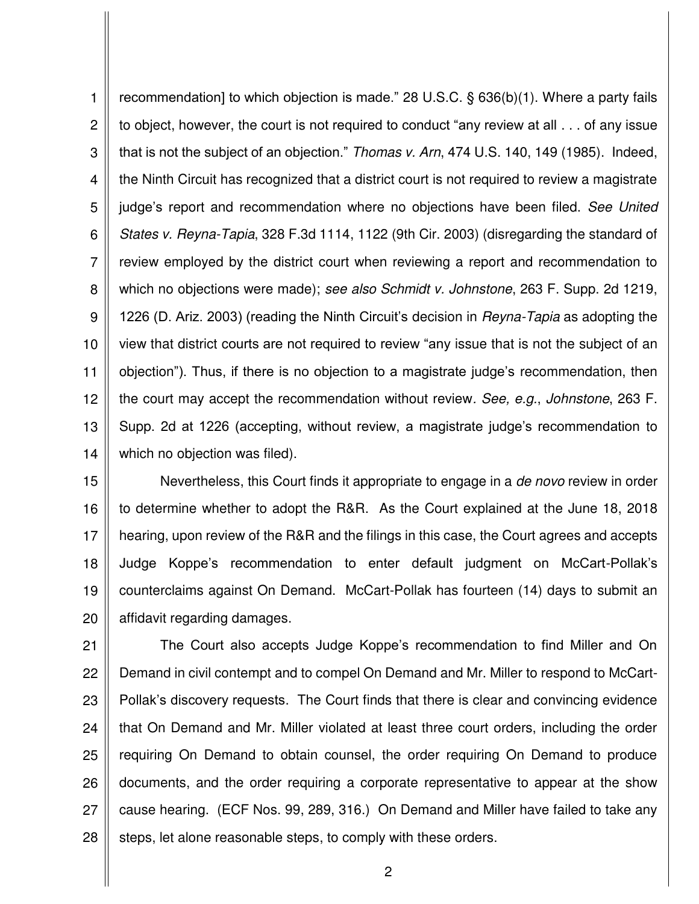recommendation] to which objection is made." 28 U.S.C. § 636(b)(1). Where a party fails to object, however, the court is not required to conduct "any review at all . . . of any issue that is not the subject of an objection." *Thomas v. Arn*, 474 U.S. 140, 149 (1985). Indeed, the Ninth Circuit has recognized that a district court is not required to review a magistrate judge's report and recommendation where no objections have been filed. *See United States v. Reyna-Tapia*, 328 F.3d 1114, 1122 (9th Cir. 2003) (disregarding the standard of review employed by the district court when reviewing a report and recommendation to which no objections were made); *see also Schmidt v. Johnstone*, 263 F. Supp. 2d 1219, 1226 (D. Ariz. 2003) (reading the Ninth Circuit's decision in *Reyna-Tapia* as adopting the view that district courts are not required to review "any issue that is not the subject of an objection"). Thus, if there is no objection to a magistrate judge's recommendation, then the court may accept the recommendation without review. *See, e.g.*, *Johnstone*, 263 F. Supp. 2d at 1226 (accepting, without review, a magistrate judge's recommendation to which no objection was filed).

Nevertheless, this Court finds it appropriate to engage in a *de novo* review in order to determine whether to adopt the R&R. As the Court explained at the June 18, 2018 hearing, upon review of the R&R and the filings in this case, the Court agrees and accepts Judge Koppe's recommendation to enter default judgment on McCart-Pollak's counterclaims against On Demand. McCart-Pollak has fourteen (14) days to submit an affidavit regarding damages.

The Court also accepts Judge Koppe's recommendation to find Miller and On Demand in civil contempt and to compel On Demand and Mr. Miller to respond to McCart-Pollak's discovery requests. The Court finds that there is clear and convincing evidence that On Demand and Mr. Miller violated at least three court orders, including the order requiring On Demand to obtain counsel, the order requiring On Demand to produce documents, and the order requiring a corporate representative to appear at the show cause hearing. (ECF Nos. 99, 289, 316.) On Demand and Miller have failed to take any steps, let alone reasonable steps, to comply with these orders.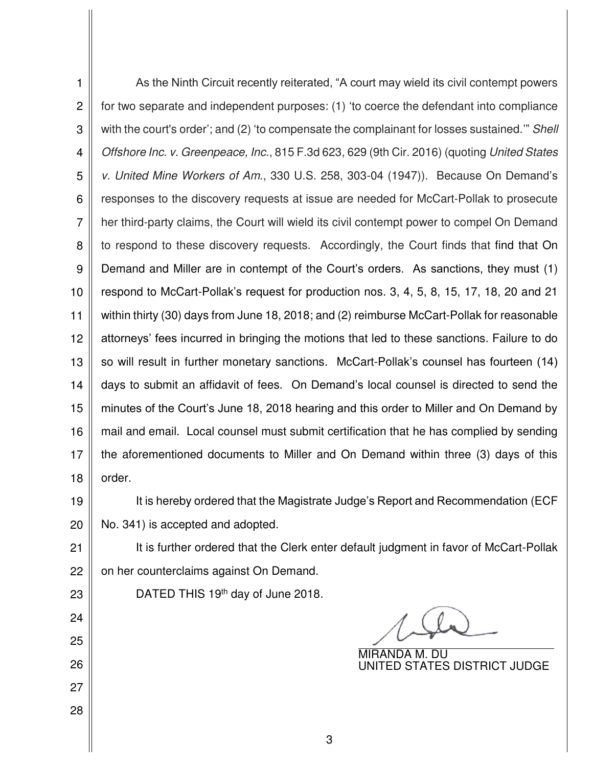As the Ninth Circuit recently reiterated, "A court may wield its civil contempt powers for two separate and independent purposes: (1) 'to coerce the defendant into compliance with the court's order'; and (2) 'to compensate the complainant for losses sustained.'" *Shell Offshore Inc. v. Greenpeace, Inc.*, 815 F.3d 623, 629 (9th Cir. 2016) (quoting *United States v. United Mine Workers of Am.*, 330 U.S. 258, 303-04 (1947)). Because On Demand's responses to the discovery requests at issue are needed for McCart-Pollak to prosecute her third-party claims, the Court will wield its civil contempt power to compel On Demand to respond to these discovery requests. Accordingly, the Court finds that find that On Demand and Miller are in contempt of the Court's orders. As sanctions, they must (1) respond to McCart-Pollak's request for production nos. 3, 4, 5, 8, 15, 17, 18, 20 and 21 within thirty (30) days from June 18, 2018; and (2) reimburse McCart-Pollak for reasonable attorneys' fees incurred in bringing the motions that led to these sanctions. Failure to do so will result in further monetary sanctions. McCart-Pollak's counsel has fourteen (14) days to submit an affidavit of fees. On Demand's local counsel is directed to send the minutes of the Court's June 18, 2018 hearing and this order to Miller and On Demand by mail and email. Local counsel must submit certification that he has complied by sending the aforementioned documents to Miller and On Demand within three (3) days of this order.

It is hereby ordered that the Magistrate Judge's Report and Recommendation (ECF No. 341) is accepted and adopted.

It is further ordered that the Clerk enter default judgment in favor of McCart-Pollak on her counterclaims against On Demand.

DATED THIS 19th day of June 2018.

MIRANDA M. DU
UNITED STATES DISTRICT JUDGE